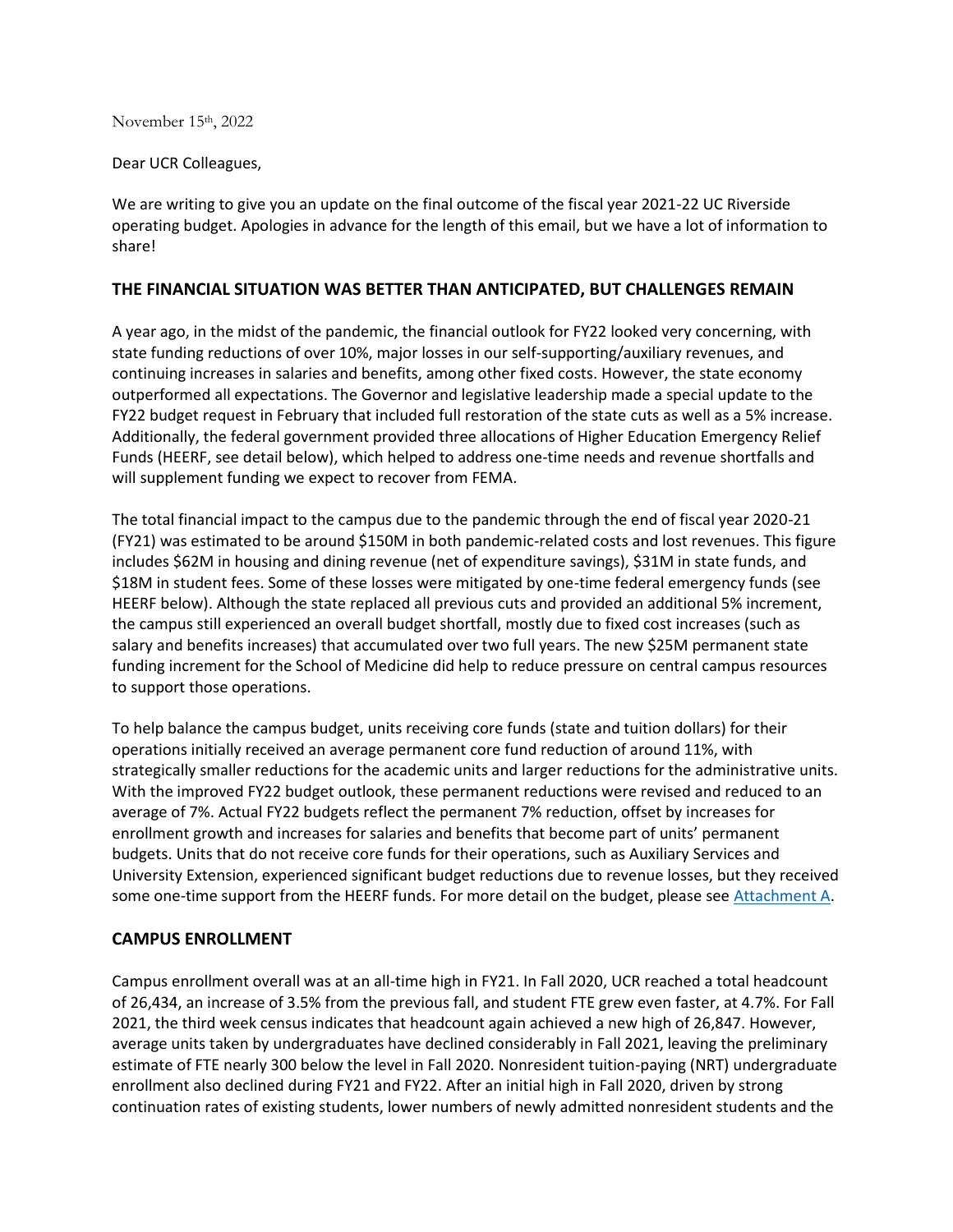November 15th, 2022

Dear UCR Colleagues,

We are writing to give you an update on the final outcome of the fiscal year 2021-22 UC Riverside operating budget. Apologies in advance for the length of this email, but we have a lot of information to share!

## THE FINANCIAL SITUATION WAS BETTER THAN ANTICIPATED, BUT CHALLENGES REMAIN

A year ago, in the midst of the pandemic, the financial outlook for FY22 looked very concerning, with state funding reductions of over 10%, major losses in our self-supporting/auxiliary revenues, and continuing increases in salaries and benefits, among other fixed costs. However, the state economy outperformed all expectations. The Governor and legislative leadership made a special update to the FY22 budget request in February that included full restoration of the state cuts as well as a 5% increase. Additionally, the federal government provided three allocations of Higher Education Emergency Relief Funds (HEERF, see detail below), which helped to address one-time needs and revenue shortfalls and will supplement funding we expect to recover from FEMA.

The total financial impact to the campus due to the pandemic through the end of fiscal year 2020-21 (FY21) was estimated to be around $150M in both pandemic-related costs and lost revenues. This figure includes $62M in housing and dining revenue (net of expenditure savings), $31M in state funds, and $18M in student fees. Some of these losses were mitigated by one-time federal emergency funds (see HEERF below). Although the state replaced all previous cuts and provided an additional 5% increment, the campus still experienced an overall budget shortfall, mostly due to fixed cost increases (such as salary and benefits increases) that accumulated over two full years. The new $25M permanent state funding increment for the School of Medicine did help to reduce pressure on central campus resources to support those operations.

To help balance the campus budget, units receiving core funds (state and tuition dollars) for their operations initially received an average permanent core fund reduction of around 11%, with strategically smaller reductions for the academic units and larger reductions for the administrative units. With the improved FY22 budget outlook, these permanent reductions were revised and reduced to an average of 7%. Actual FY22 budgets reflect the permanent 7% reduction, offset by increases for enrollment growth and increases for salaries and benefits that become part of units' permanent budgets. Units that do not receive core funds for their operations, such as Auxiliary Services and University Extension, experienced significant budget reductions due to revenue losses, but they received some one-time support from the HEERF funds. For more detail on the budget, please see Attachment A.

## CAMPUS ENROLLMENT

Campus enrollment overall was at an all-time high in FY21. In Fall 2020, UCR reached a total headcount of 26,434, an increase of 3.5% from the previous fall, and student FTE grew even faster, at 4.7%. For Fall 2021, the third week census indicates that headcount again achieved a new high of 26,847. However, average units taken by undergraduates have declined considerably in Fall 2021, leaving the preliminary estimate of FTE nearly 300 below the level in Fall 2020. Nonresident tuition-paying (NRT) undergraduate enrollment also declined during FY21 and FY22. After an initial high in Fall 2020, driven by strong continuation rates of existing students, lower numbers of newly admitted nonresident students and the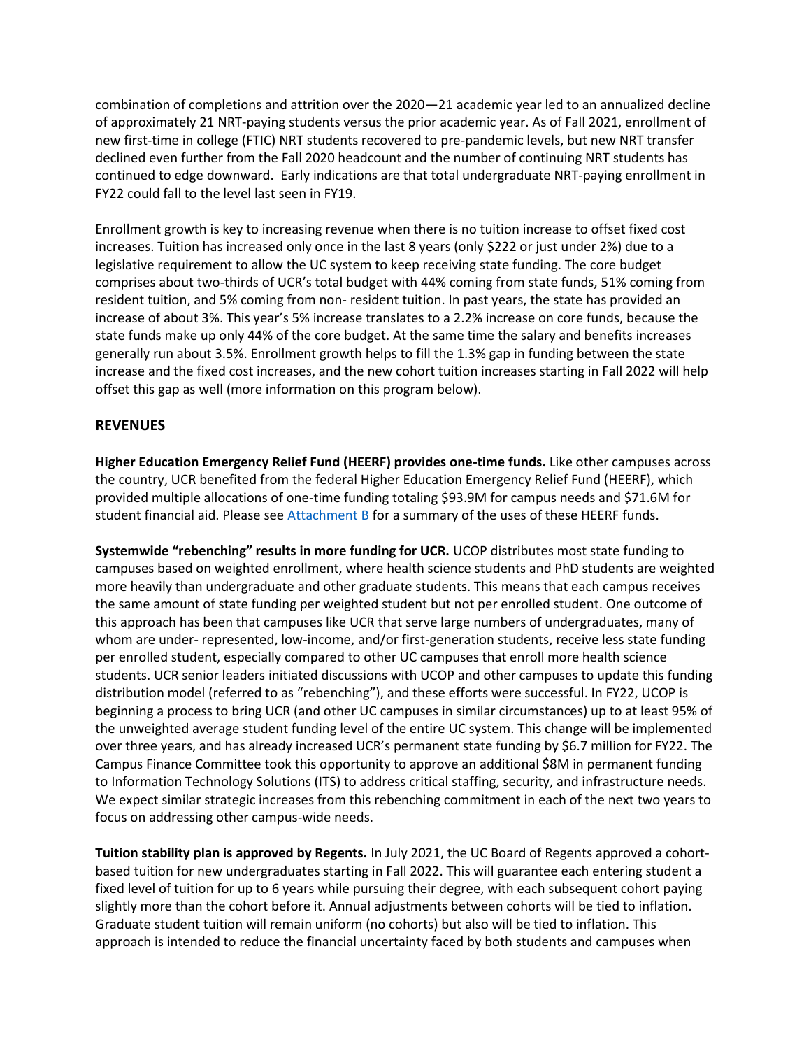combination of completions and attrition over the 2020—21 academic year led to an annualized decline of approximately 21 NRT-paying students versus the prior academic year. As of Fall 2021, enrollment of new first-time in college (FTIC) NRT students recovered to pre-pandemic levels, but new NRT transfer declined even further from the Fall 2020 headcount and the number of continuing NRT students has continued to edge downward. Early indications are that total undergraduate NRT-paying enrollment in FY22 could fall to the level last seen in FY19.

Enrollment growth is key to increasing revenue when there is no tuition increase to offset fixed cost increases. Tuition has increased only once in the last 8 years (only $222 or just under 2%) due to a legislative requirement to allow the UC system to keep receiving state funding. The core budget comprises about two-thirds of UCR's total budget with 44% coming from state funds, 51% coming from resident tuition, and 5% coming from non- resident tuition. In past years, the state has provided an increase of about 3%. This year's 5% increase translates to a 2.2% increase on core funds, because the state funds make up only 44% of the core budget. At the same time the salary and benefits increases generally run about 3.5%. Enrollment growth helps to fill the 1.3% gap in funding between the state increase and the fixed cost increases, and the new cohort tuition increases starting in Fall 2022 will help offset this gap as well (more information on this program below).

## REVENUES

**Higher Education Emergency Relief Fund (HEERF) provides one-time funds.** Like other campuses across the country, UCR benefited from the federal Higher Education Emergency Relief Fund (HEERF), which provided multiple allocations of one-time funding totaling $93.9M for campus needs and $71.6M for student financial aid. Please see Attachment B for a summary of the uses of these HEERF funds.

**Systemwide "rebenching" results in more funding for UCR.** UCOP distributes most state funding to campuses based on weighted enrollment, where health science students and PhD students are weighted more heavily than undergraduate and other graduate students. This means that each campus receives the same amount of state funding per weighted student but not per enrolled student. One outcome of this approach has been that campuses like UCR that serve large numbers of undergraduates, many of whom are under- represented, low-income, and/or first-generation students, receive less state funding per enrolled student, especially compared to other UC campuses that enroll more health science students. UCR senior leaders initiated discussions with UCOP and other campuses to update this funding distribution model (referred to as "rebenching"), and these efforts were successful. In FY22, UCOP is beginning a process to bring UCR (and other UC campuses in similar circumstances) up to at least 95% of the unweighted average student funding level of the entire UC system. This change will be implemented over three years, and has already increased UCR's permanent state funding by $6.7 million for FY22. The Campus Finance Committee took this opportunity to approve an additional $8M in permanent funding to Information Technology Solutions (ITS) to address critical staffing, security, and infrastructure needs. We expect similar strategic increases from this rebenching commitment in each of the next two years to focus on addressing other campus-wide needs.

**Tuition stability plan is approved by Regents.** In July 2021, the UC Board of Regents approved a cohort-based tuition for new undergraduates starting in Fall 2022. This will guarantee each entering student a fixed level of tuition for up to 6 years while pursuing their degree, with each subsequent cohort paying slightly more than the cohort before it. Annual adjustments between cohorts will be tied to inflation. Graduate student tuition will remain uniform (no cohorts) but also will be tied to inflation. This approach is intended to reduce the financial uncertainty faced by both students and campuses when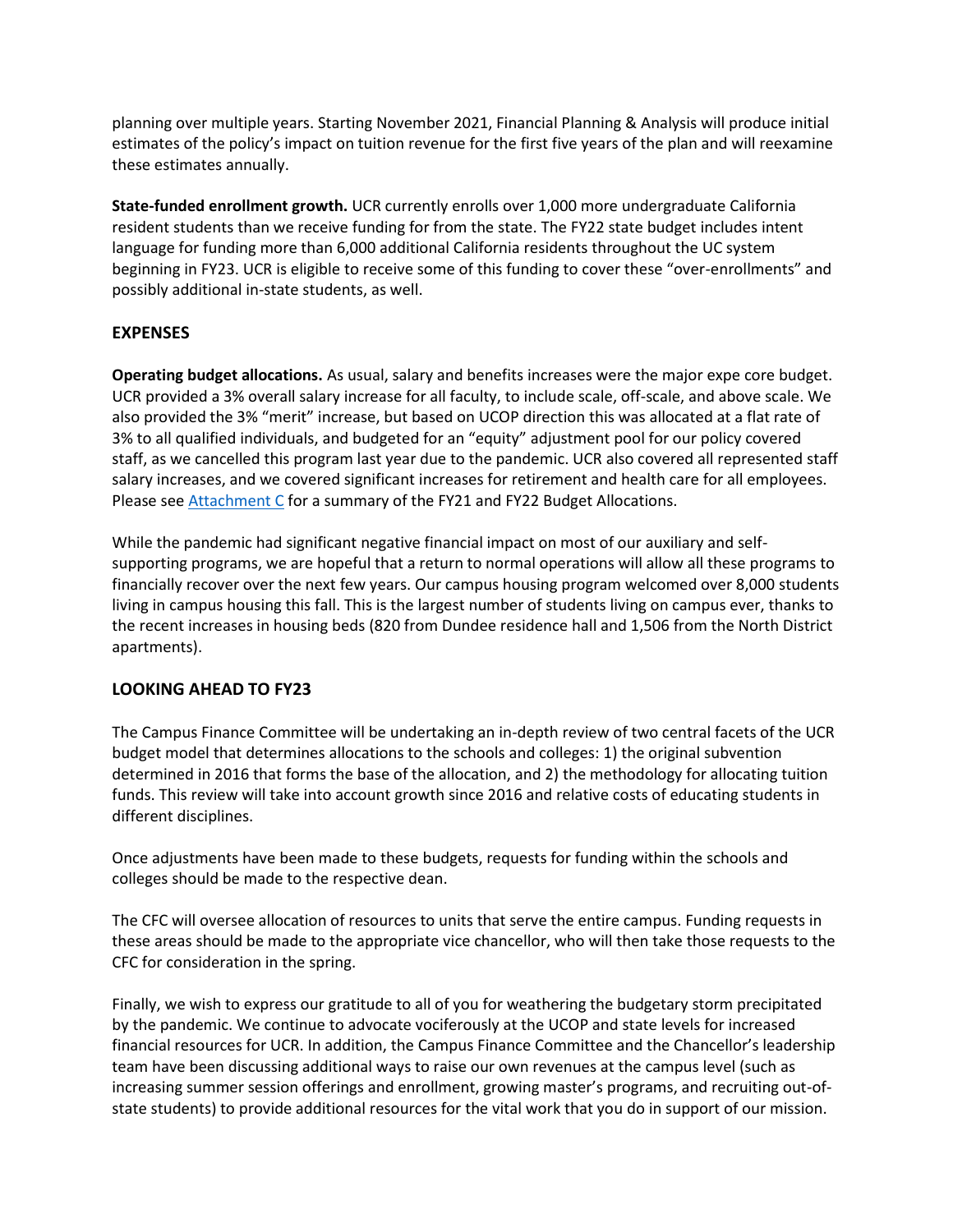planning over multiple years. Starting November 2021, Financial Planning & Analysis will produce initial estimates of the policy's impact on tuition revenue for the first five years of the plan and will reexamine these estimates annually.

**State-funded enrollment growth.** UCR currently enrolls over 1,000 more undergraduate California resident students than we receive funding for from the state. The FY22 state budget includes intent language for funding more than 6,000 additional California residents throughout the UC system beginning in FY23. UCR is eligible to receive some of this funding to cover these "over-enrollments" and possibly additional in-state students, as well.

## EXPENSES

**Operating budget allocations.** As usual, salary and benefits increases were the major expe core budget. UCR provided a 3% overall salary increase for all faculty, to include scale, off-scale, and above scale. We also provided the 3% "merit" increase, but based on UCOP direction this was allocated at a flat rate of 3% to all qualified individuals, and budgeted for an "equity" adjustment pool for our policy covered staff, as we cancelled this program last year due to the pandemic. UCR also covered all represented staff salary increases, and we covered significant increases for retirement and health care for all employees. Please see [Attachment C] for a summary of the FY21 and FY22 Budget Allocations.

While the pandemic had significant negative financial impact on most of our auxiliary and self-supporting programs, we are hopeful that a return to normal operations will allow all these programs to financially recover over the next few years. Our campus housing program welcomed over 8,000 students living in campus housing this fall. This is the largest number of students living on campus ever, thanks to the recent increases in housing beds (820 from Dundee residence hall and 1,506 from the North District apartments).

## LOOKING AHEAD TO FY23

The Campus Finance Committee will be undertaking an in-depth review of two central facets of the UCR budget model that determines allocations to the schools and colleges: 1) the original subvention determined in 2016 that forms the base of the allocation, and 2) the methodology for allocating tuition funds. This review will take into account growth since 2016 and relative costs of educating students in different disciplines.

Once adjustments have been made to these budgets, requests for funding within the schools and colleges should be made to the respective dean.

The CFC will oversee allocation of resources to units that serve the entire campus. Funding requests in these areas should be made to the appropriate vice chancellor, who will then take those requests to the CFC for consideration in the spring.

Finally, we wish to express our gratitude to all of you for weathering the budgetary storm precipitated by the pandemic. We continue to advocate vociferously at the UCOP and state levels for increased financial resources for UCR. In addition, the Campus Finance Committee and the Chancellor's leadership team have been discussing additional ways to raise our own revenues at the campus level (such as increasing summer session offerings and enrollment, growing master's programs, and recruiting out-of-state students) to provide additional resources for the vital work that you do in support of our mission.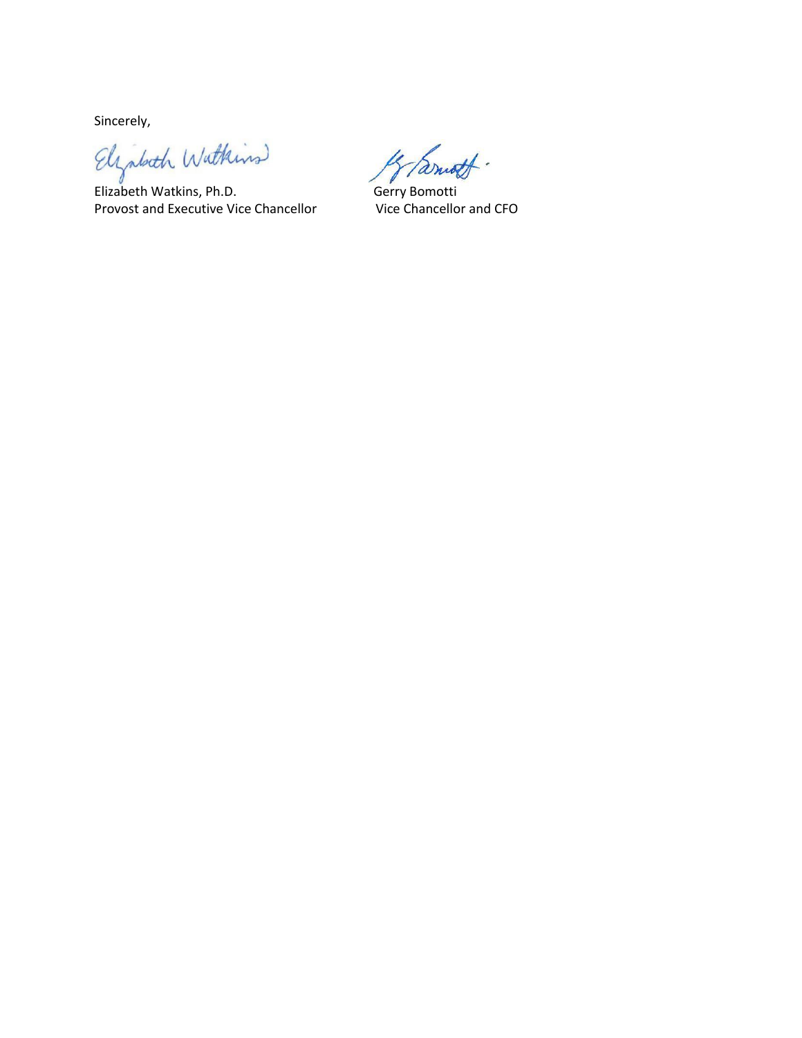Sincerely,

Elizabeth Watkins, Ph.D.
Provost and Executive Vice Chancellor

Gerry Bomotti
Vice Chancellor and CFO